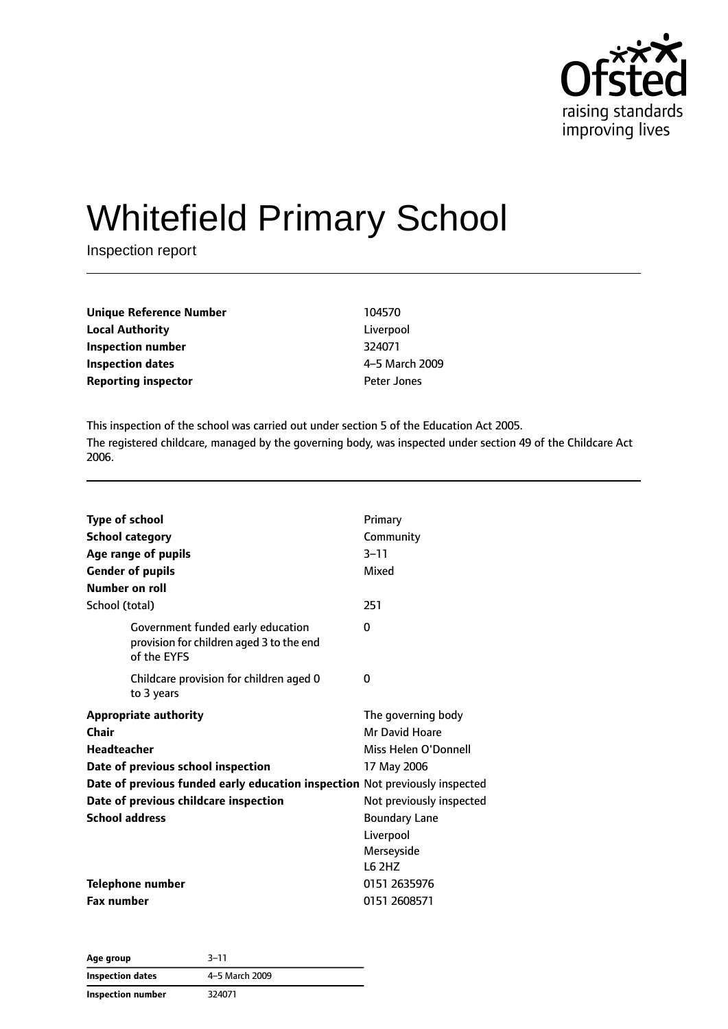# Whitefield Primary School

Inspection report

| | |
|---|---|
| **Unique Reference Number** | 104570 |
| **Local Authority** | Liverpool |
| **Inspection number** | 324071 |
| **Inspection dates** | 4–5 March 2009 |
| **Reporting inspector** | Peter Jones |

This inspection of the school was carried out under section 5 of the Education Act 2005.

The registered childcare, managed by the governing body, was inspected under section 49 of the Childcare Act 2006.

| | |
|---|---|
| **Type of school** | Primary |
| **School category** | Community |
| **Age range of pupils** | 3–11 |
| **Gender of pupils** | Mixed |
| **Number on roll** | |
| School (total) | 251 |
| Government funded early education provision for children aged 3 to the end of the EYFS | 0 |
| Childcare provision for children aged 0 to 3 years | 0 |
| **Appropriate authority** | The governing body |
| **Chair** | Mr David Hoare |
| **Headteacher** | Miss Helen O'Donnell |
| **Date of previous school inspection** | 17 May 2006 |
| **Date of previous funded early education inspection** | Not previously inspected |
| **Date of previous childcare inspection** | Not previously inspected |
| **School address** | Boundary Lane<br>Liverpool<br>Merseyside<br>L6 2HZ |
| **Telephone number** | 0151 2635976 |
| **Fax number** | 0151 2608571 |

| | |
|---|---|
| **Age group** | 3–11 |
| **Inspection dates** | 4–5 March 2009 |
| **Inspection number** | 324071 |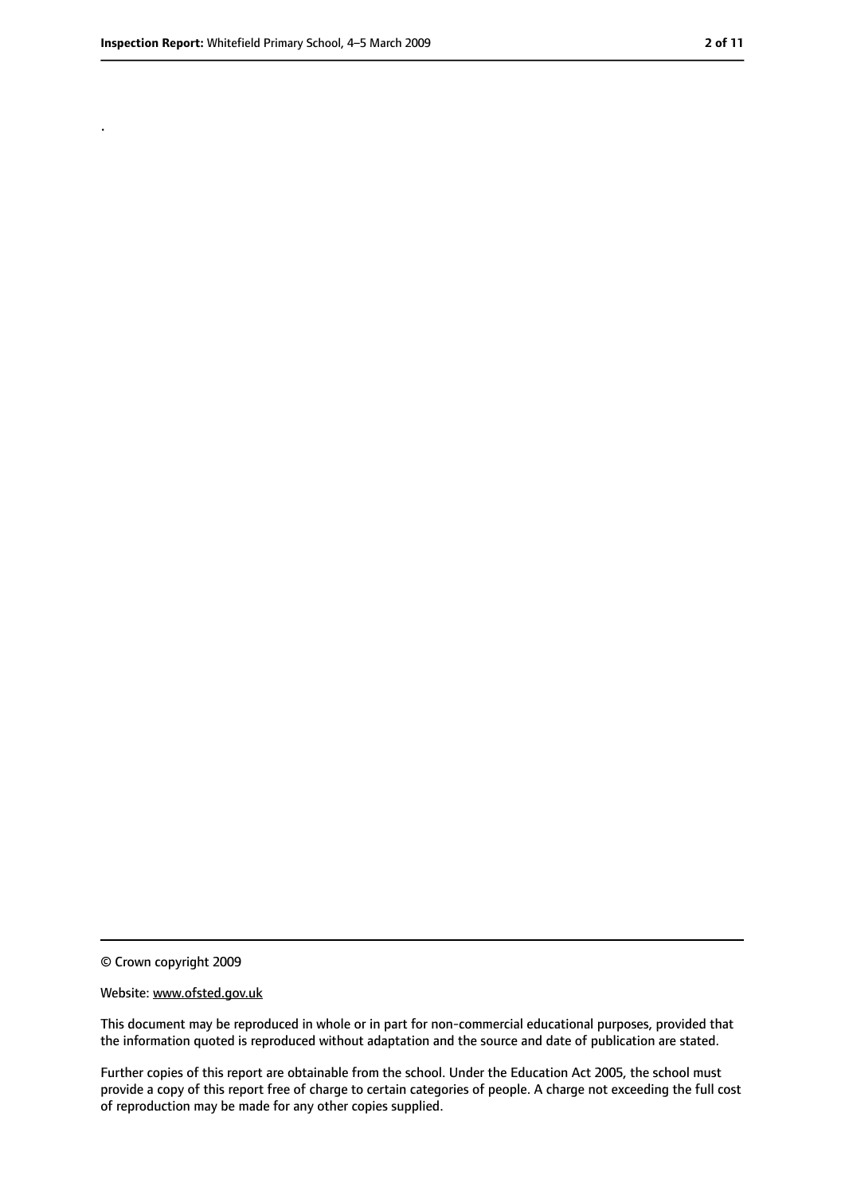.

© Crown copyright 2009

Website: www.ofsted.gov.uk

This document may be reproduced in whole or in part for non-commercial educational purposes, provided that the information quoted is reproduced without adaptation and the source and date of publication are stated.

Further copies of this report are obtainable from the school. Under the Education Act 2005, the school must provide a copy of this report free of charge to certain categories of people. A charge not exceeding the full cost of reproduction may be made for any other copies supplied.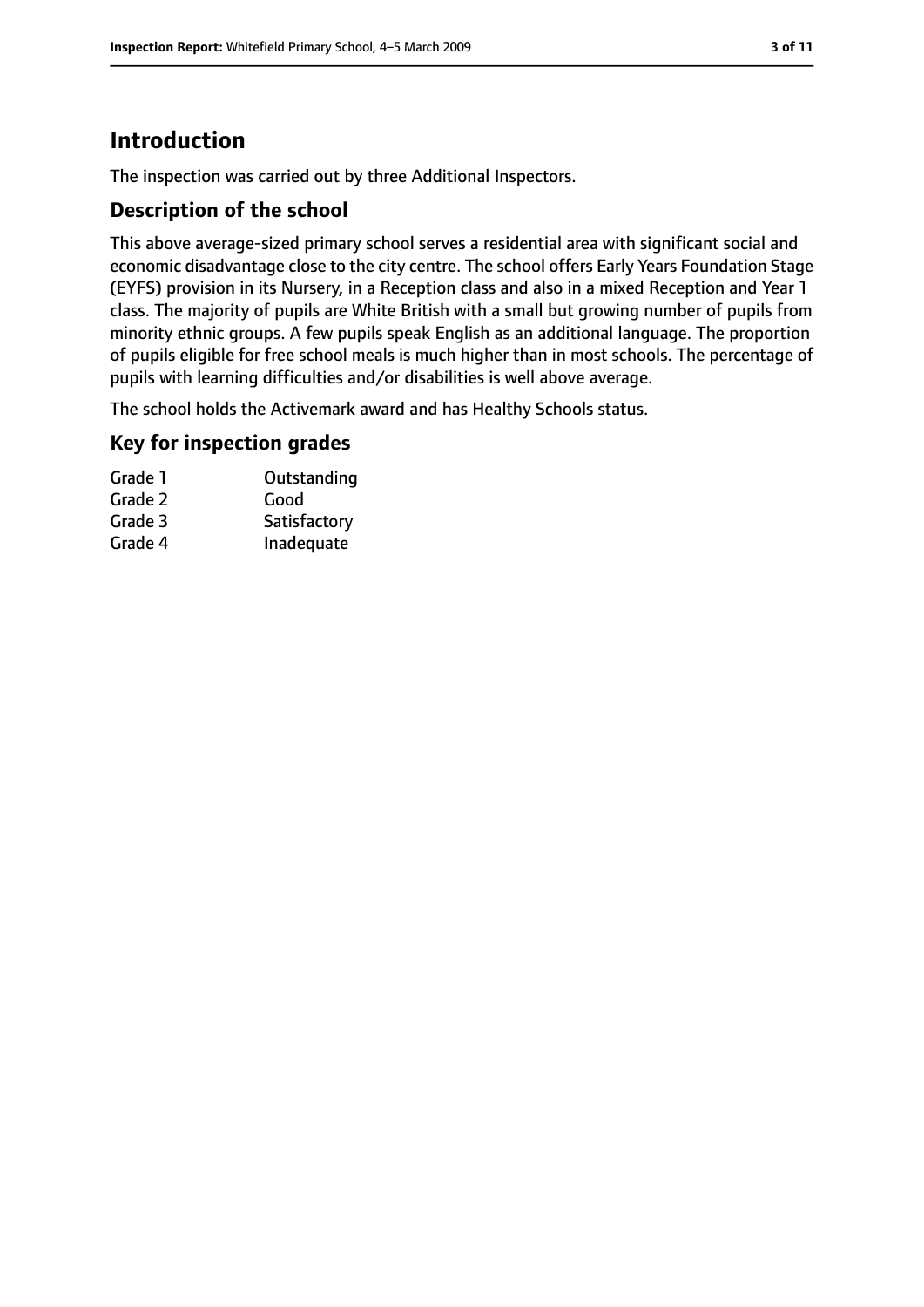# Introduction

The inspection was carried out by three Additional Inspectors.

## Description of the school

This above average-sized primary school serves a residential area with significant social and economic disadvantage close to the city centre. The school offers Early Years Foundation Stage (EYFS) provision in its Nursery, in a Reception class and also in a mixed Reception and Year 1 class. The majority of pupils are White British with a small but growing number of pupils from minority ethnic groups. A few pupils speak English as an additional language. The proportion of pupils eligible for free school meals is much higher than in most schools. The percentage of pupils with learning difficulties and/or disabilities is well above average.

The school holds the Activemark award and has Healthy Schools status.

## Key for inspection grades

| | |
|---|---|
| Grade 1 | Outstanding |
| Grade 2 | Good |
| Grade 3 | Satisfactory |
| Grade 4 | Inadequate |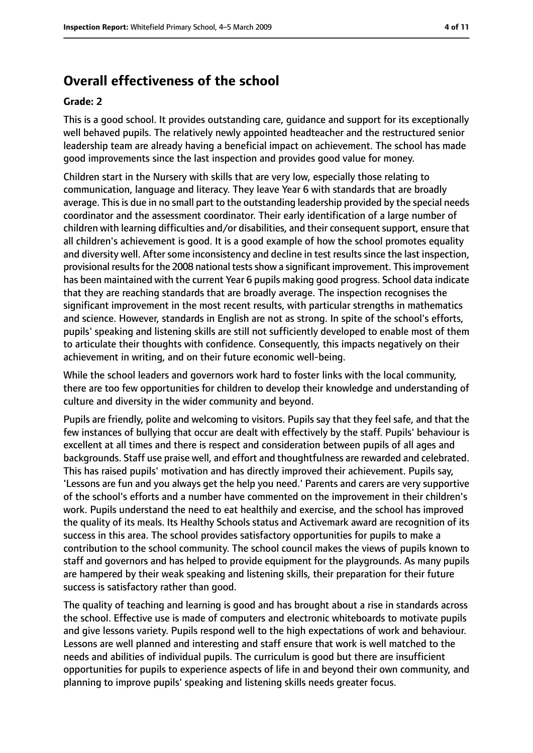## Overall effectiveness of the school

**Grade: 2**

This is a good school. It provides outstanding care, guidance and support for its exceptionally well behaved pupils. The relatively newly appointed headteacher and the restructured senior leadership team are already having a beneficial impact on achievement. The school has made good improvements since the last inspection and provides good value for money.

Children start in the Nursery with skills that are very low, especially those relating to communication, language and literacy. They leave Year 6 with standards that are broadly average. This is due in no small part to the outstanding leadership provided by the special needs coordinator and the assessment coordinator. Their early identification of a large number of children with learning difficulties and/or disabilities, and their consequent support, ensure that all children's achievement is good. It is a good example of how the school promotes equality and diversity well. After some inconsistency and decline in test results since the last inspection, provisional results for the 2008 national tests show a significant improvement. This improvement has been maintained with the current Year 6 pupils making good progress. School data indicate that they are reaching standards that are broadly average. The inspection recognises the significant improvement in the most recent results, with particular strengths in mathematics and science. However, standards in English are not as strong. In spite of the school's efforts, pupils' speaking and listening skills are still not sufficiently developed to enable most of them to articulate their thoughts with confidence. Consequently, this impacts negatively on their achievement in writing, and on their future economic well-being.

While the school leaders and governors work hard to foster links with the local community, there are too few opportunities for children to develop their knowledge and understanding of culture and diversity in the wider community and beyond.

Pupils are friendly, polite and welcoming to visitors. Pupils say that they feel safe, and that the few instances of bullying that occur are dealt with effectively by the staff. Pupils' behaviour is excellent at all times and there is respect and consideration between pupils of all ages and backgrounds. Staff use praise well, and effort and thoughtfulness are rewarded and celebrated. This has raised pupils' motivation and has directly improved their achievement. Pupils say, 'Lessons are fun and you always get the help you need.' Parents and carers are very supportive of the school's efforts and a number have commented on the improvement in their children's work. Pupils understand the need to eat healthily and exercise, and the school has improved the quality of its meals. Its Healthy Schools status and Activemark award are recognition of its success in this area. The school provides satisfactory opportunities for pupils to make a contribution to the school community. The school council makes the views of pupils known to staff and governors and has helped to provide equipment for the playgrounds. As many pupils are hampered by their weak speaking and listening skills, their preparation for their future success is satisfactory rather than good.

The quality of teaching and learning is good and has brought about a rise in standards across the school. Effective use is made of computers and electronic whiteboards to motivate pupils and give lessons variety. Pupils respond well to the high expectations of work and behaviour. Lessons are well planned and interesting and staff ensure that work is well matched to the needs and abilities of individual pupils. The curriculum is good but there are insufficient opportunities for pupils to experience aspects of life in and beyond their own community, and planning to improve pupils' speaking and listening skills needs greater focus.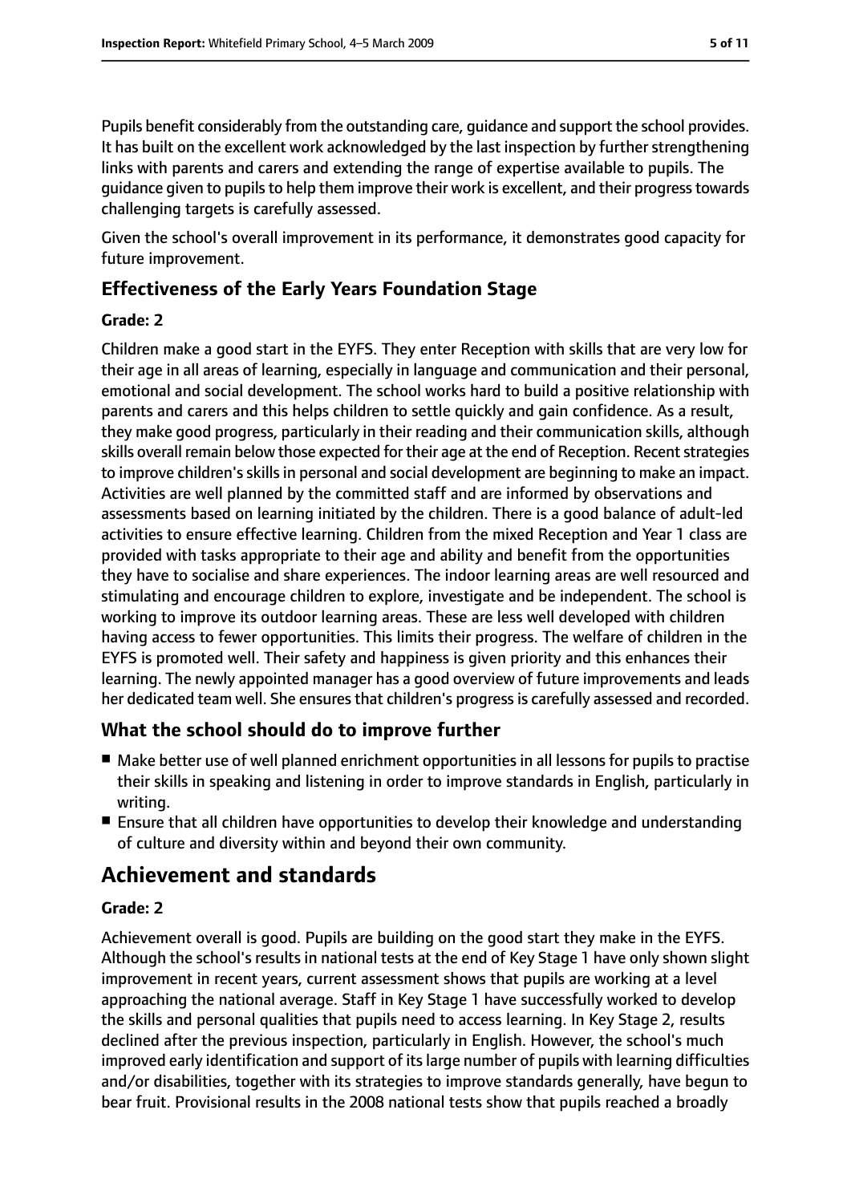Pupils benefit considerably from the outstanding care, guidance and support the school provides. It has built on the excellent work acknowledged by the last inspection by further strengthening links with parents and carers and extending the range of expertise available to pupils. The guidance given to pupils to help them improve their work is excellent, and their progress towards challenging targets is carefully assessed.

Given the school's overall improvement in its performance, it demonstrates good capacity for future improvement.

## Effectiveness of the Early Years Foundation Stage

**Grade: 2**

Children make a good start in the EYFS. They enter Reception with skills that are very low for their age in all areas of learning, especially in language and communication and their personal, emotional and social development. The school works hard to build a positive relationship with parents and carers and this helps children to settle quickly and gain confidence. As a result, they make good progress, particularly in their reading and their communication skills, although skills overall remain below those expected for their age at the end of Reception. Recent strategies to improve children's skills in personal and social development are beginning to make an impact. Activities are well planned by the committed staff and are informed by observations and assessments based on learning initiated by the children. There is a good balance of adult-led activities to ensure effective learning. Children from the mixed Reception and Year 1 class are provided with tasks appropriate to their age and ability and benefit from the opportunities they have to socialise and share experiences. The indoor learning areas are well resourced and stimulating and encourage children to explore, investigate and be independent. The school is working to improve its outdoor learning areas. These are less well developed with children having access to fewer opportunities. This limits their progress. The welfare of children in the EYFS is promoted well. Their safety and happiness is given priority and this enhances their learning. The newly appointed manager has a good overview of future improvements and leads her dedicated team well. She ensures that children's progress is carefully assessed and recorded.

## What the school should do to improve further

- Make better use of well planned enrichment opportunities in all lessons for pupils to practise their skills in speaking and listening in order to improve standards in English, particularly in writing.
- Ensure that all children have opportunities to develop their knowledge and understanding of culture and diversity within and beyond their own community.

# Achievement and standards

**Grade: 2**

Achievement overall is good. Pupils are building on the good start they make in the EYFS. Although the school's results in national tests at the end of Key Stage 1 have only shown slight improvement in recent years, current assessment shows that pupils are working at a level approaching the national average. Staff in Key Stage 1 have successfully worked to develop the skills and personal qualities that pupils need to access learning. In Key Stage 2, results declined after the previous inspection, particularly in English. However, the school's much improved early identification and support of its large number of pupils with learning difficulties and/or disabilities, together with its strategies to improve standards generally, have begun to bear fruit. Provisional results in the 2008 national tests show that pupils reached a broadly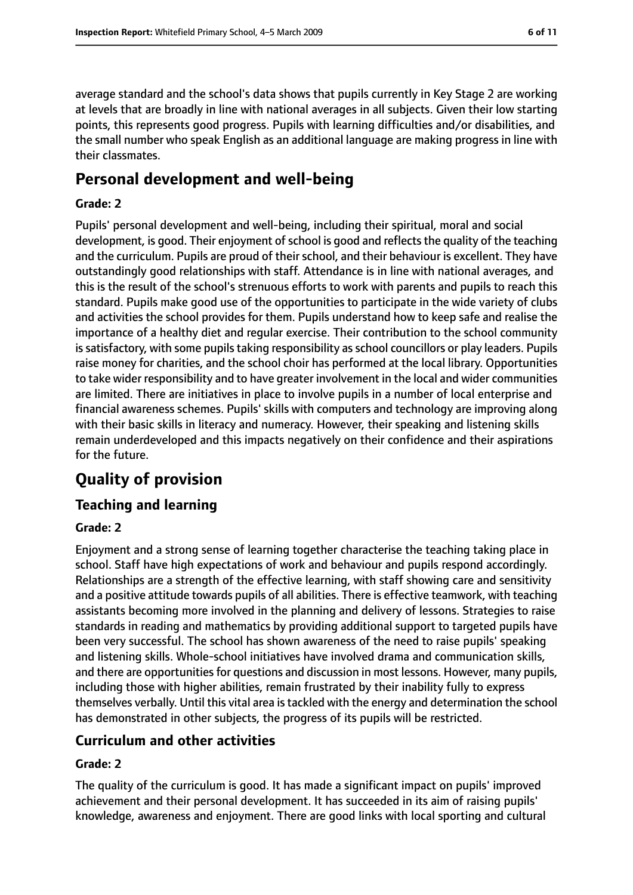average standard and the school's data shows that pupils currently in Key Stage 2 are working at levels that are broadly in line with national averages in all subjects. Given their low starting points, this represents good progress. Pupils with learning difficulties and/or disabilities, and the small number who speak English as an additional language are making progress in line with their classmates.

# Personal development and well-being

**Grade: 2**

Pupils' personal development and well-being, including their spiritual, moral and social development, is good. Their enjoyment of school is good and reflects the quality of the teaching and the curriculum. Pupils are proud of their school, and their behaviour is excellent. They have outstandingly good relationships with staff. Attendance is in line with national averages, and this is the result of the school's strenuous efforts to work with parents and pupils to reach this standard. Pupils make good use of the opportunities to participate in the wide variety of clubs and activities the school provides for them. Pupils understand how to keep safe and realise the importance of a healthy diet and regular exercise. Their contribution to the school community is satisfactory, with some pupils taking responsibility as school councillors or play leaders. Pupils raise money for charities, and the school choir has performed at the local library. Opportunities to take wider responsibility and to have greater involvement in the local and wider communities are limited. There are initiatives in place to involve pupils in a number of local enterprise and financial awareness schemes. Pupils' skills with computers and technology are improving along with their basic skills in literacy and numeracy. However, their speaking and listening skills remain underdeveloped and this impacts negatively on their confidence and their aspirations for the future.

# Quality of provision

## Teaching and learning

**Grade: 2**

Enjoyment and a strong sense of learning together characterise the teaching taking place in school. Staff have high expectations of work and behaviour and pupils respond accordingly. Relationships are a strength of the effective learning, with staff showing care and sensitivity and a positive attitude towards pupils of all abilities. There is effective teamwork, with teaching assistants becoming more involved in the planning and delivery of lessons. Strategies to raise standards in reading and mathematics by providing additional support to targeted pupils have been very successful. The school has shown awareness of the need to raise pupils' speaking and listening skills. Whole-school initiatives have involved drama and communication skills, and there are opportunities for questions and discussion in most lessons. However, many pupils, including those with higher abilities, remain frustrated by their inability fully to express themselves verbally. Until this vital area is tackled with the energy and determination the school has demonstrated in other subjects, the progress of its pupils will be restricted.

## Curriculum and other activities

**Grade: 2**

The quality of the curriculum is good. It has made a significant impact on pupils' improved achievement and their personal development. It has succeeded in its aim of raising pupils' knowledge, awareness and enjoyment. There are good links with local sporting and cultural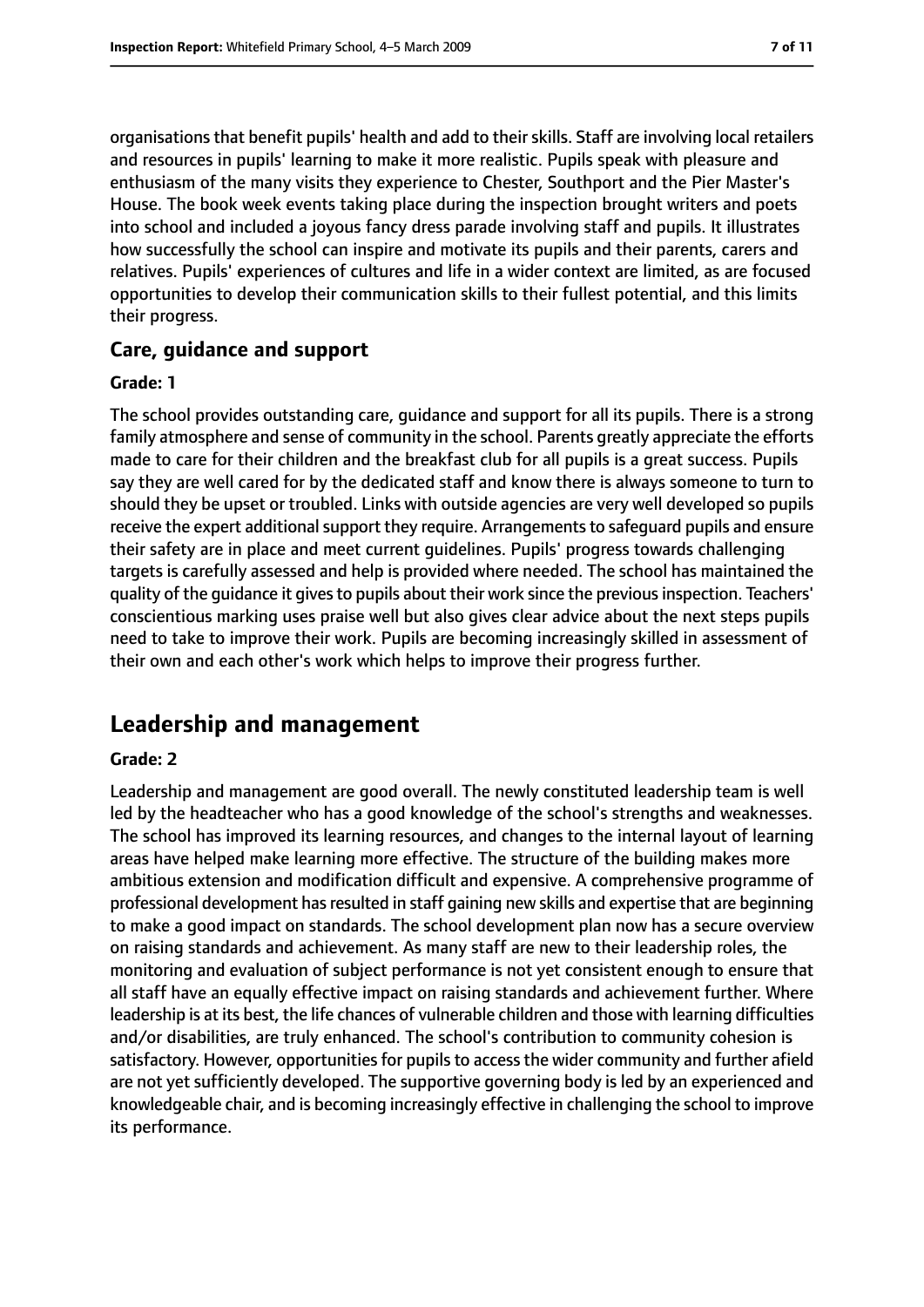organisations that benefit pupils' health and add to their skills. Staff are involving local retailers and resources in pupils' learning to make it more realistic. Pupils speak with pleasure and enthusiasm of the many visits they experience to Chester, Southport and the Pier Master's House. The book week events taking place during the inspection brought writers and poets into school and included a joyous fancy dress parade involving staff and pupils. It illustrates how successfully the school can inspire and motivate its pupils and their parents, carers and relatives. Pupils' experiences of cultures and life in a wider context are limited, as are focused opportunities to develop their communication skills to their fullest potential, and this limits their progress.

### Care, guidance and support

#### Grade: 1

The school provides outstanding care, guidance and support for all its pupils. There is a strong family atmosphere and sense of community in the school. Parents greatly appreciate the efforts made to care for their children and the breakfast club for all pupils is a great success. Pupils say they are well cared for by the dedicated staff and know there is always someone to turn to should they be upset or troubled. Links with outside agencies are very well developed so pupils receive the expert additional support they require. Arrangements to safeguard pupils and ensure their safety are in place and meet current guidelines. Pupils' progress towards challenging targets is carefully assessed and help is provided where needed. The school has maintained the quality of the guidance it gives to pupils about their work since the previous inspection. Teachers' conscientious marking uses praise well but also gives clear advice about the next steps pupils need to take to improve their work. Pupils are becoming increasingly skilled in assessment of their own and each other's work which helps to improve their progress further.

## Leadership and management

#### Grade: 2

Leadership and management are good overall. The newly constituted leadership team is well led by the headteacher who has a good knowledge of the school's strengths and weaknesses. The school has improved its learning resources, and changes to the internal layout of learning areas have helped make learning more effective. The structure of the building makes more ambitious extension and modification difficult and expensive. A comprehensive programme of professional development has resulted in staff gaining new skills and expertise that are beginning to make a good impact on standards. The school development plan now has a secure overview on raising standards and achievement. As many staff are new to their leadership roles, the monitoring and evaluation of subject performance is not yet consistent enough to ensure that all staff have an equally effective impact on raising standards and achievement further. Where leadership is at its best, the life chances of vulnerable children and those with learning difficulties and/or disabilities, are truly enhanced. The school's contribution to community cohesion is satisfactory. However, opportunities for pupils to access the wider community and further afield are not yet sufficiently developed. The supportive governing body is led by an experienced and knowledgeable chair, and is becoming increasingly effective in challenging the school to improve its performance.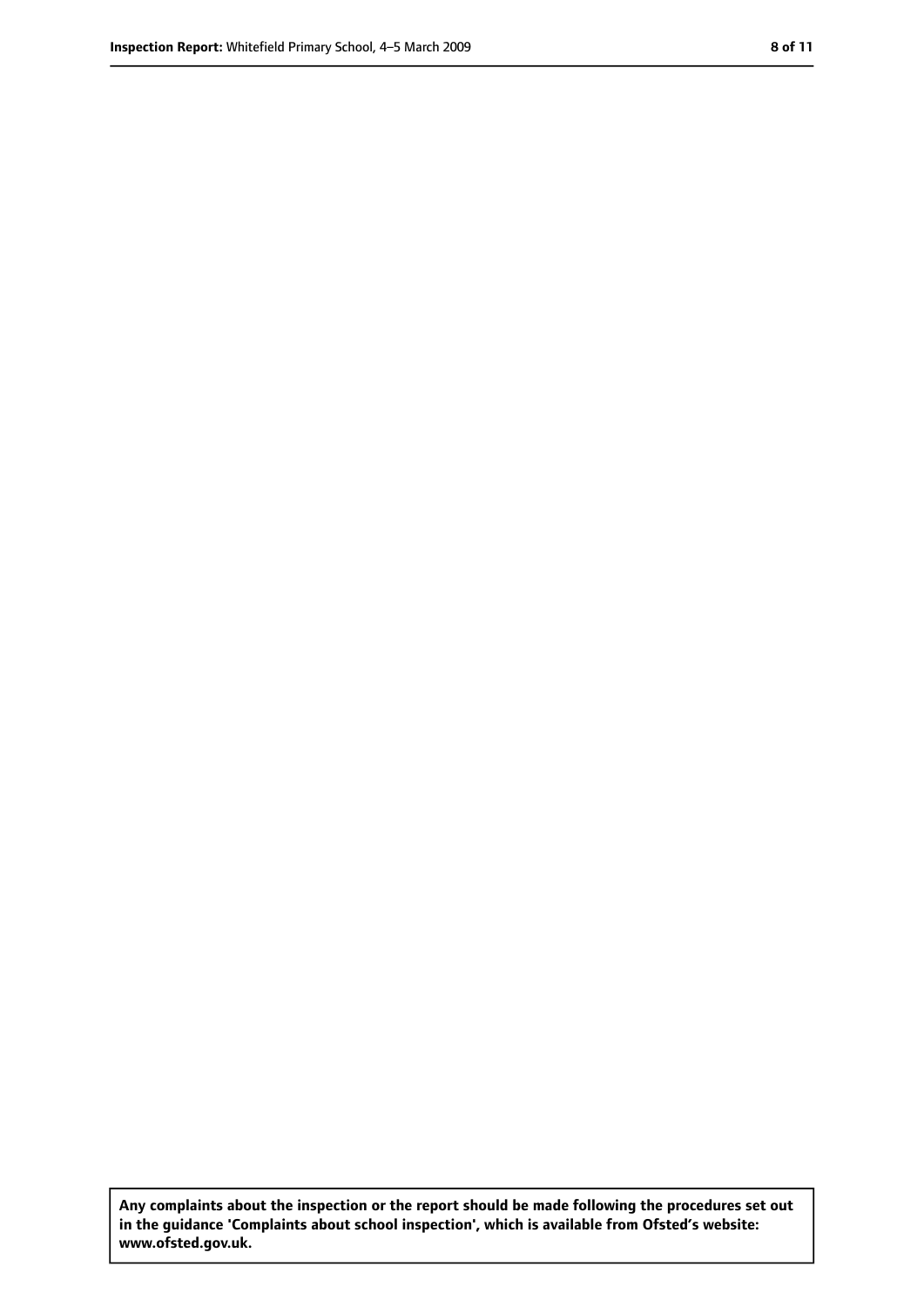**Any complaints about the inspection or the report should be made following the procedures set out in the guidance 'Complaints about school inspection', which is available from Ofsted's website: www.ofsted.gov.uk.**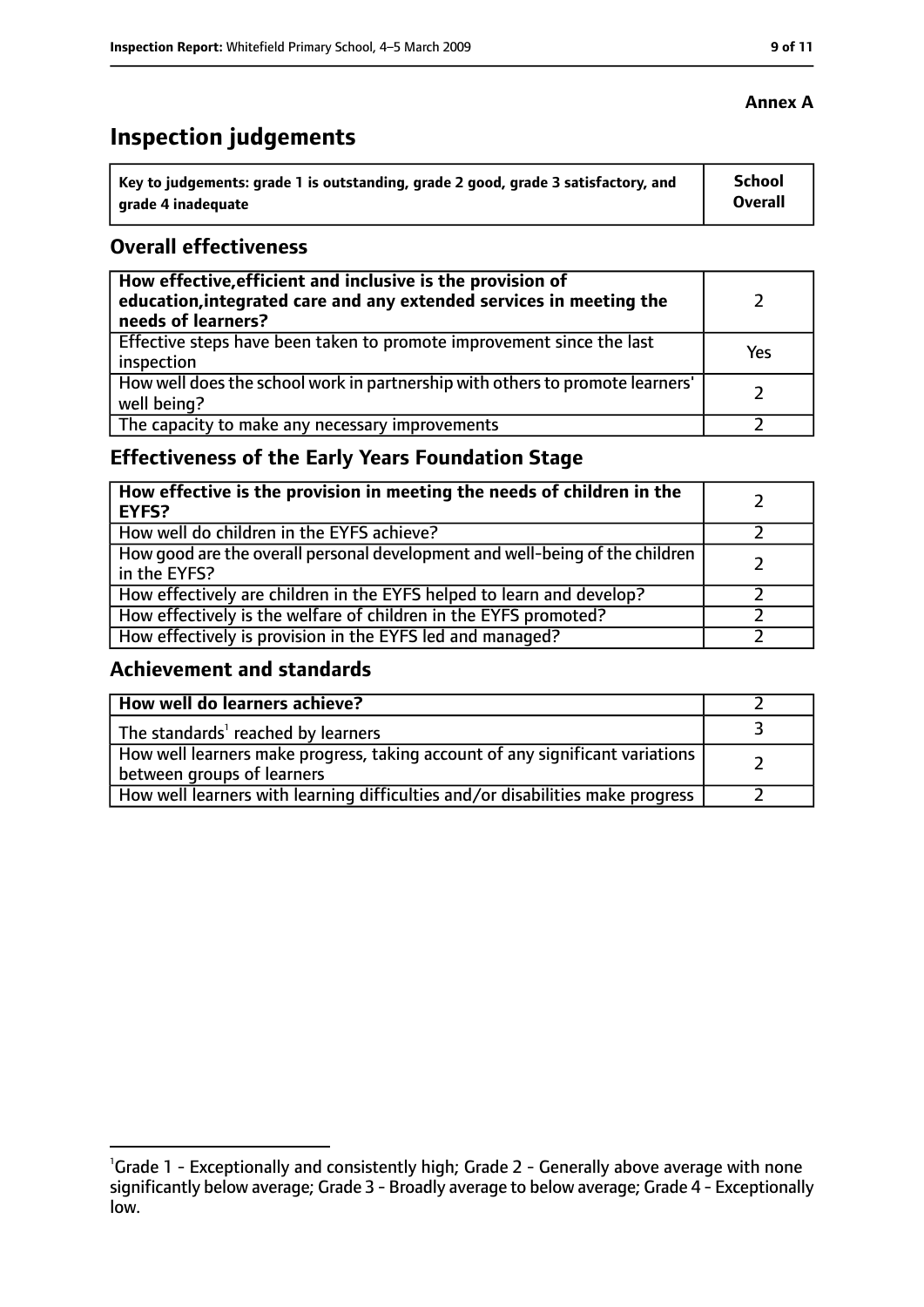**Annex A**

# Inspection judgements

| Key to judgements: grade 1 is outstanding, grade 2 good, grade 3 satisfactory, and grade 4 inadequate | School Overall |
|---|---|

## Overall effectiveness

| | |
|---|---|
| **How effective, efficient and inclusive is the provision of education, integrated care and any extended services in meeting the needs of learners?** | 2 |
| Effective steps have been taken to promote improvement since the last inspection | Yes |
| How well does the school work in partnership with others to promote learners' well being? | 2 |
| The capacity to make any necessary improvements | 2 |

## Effectiveness of the Early Years Foundation Stage

| | |
|---|---|
| **How effective is the provision in meeting the needs of children in the EYFS?** | 2 |
| How well do children in the EYFS achieve? | 2 |
| How good are the overall personal development and well-being of the children in the EYFS? | 2 |
| How effectively are children in the EYFS helped to learn and develop? | 2 |
| How effectively is the welfare of children in the EYFS promoted? | 2 |
| How effectively is provision in the EYFS led and managed? | 2 |

## Achievement and standards

| | |
|---|---|
| **How well do learners achieve?** | 2 |
| The standards[1] reached by learners | 3 |
| How well learners make progress, taking account of any significant variations between groups of learners | 2 |
| How well learners with learning difficulties and/or disabilities make progress | 2 |

[1]Grade 1 - Exceptionally and consistently high; Grade 2 - Generally above average with none significantly below average; Grade 3 - Broadly average to below average; Grade 4 - Exceptionally low.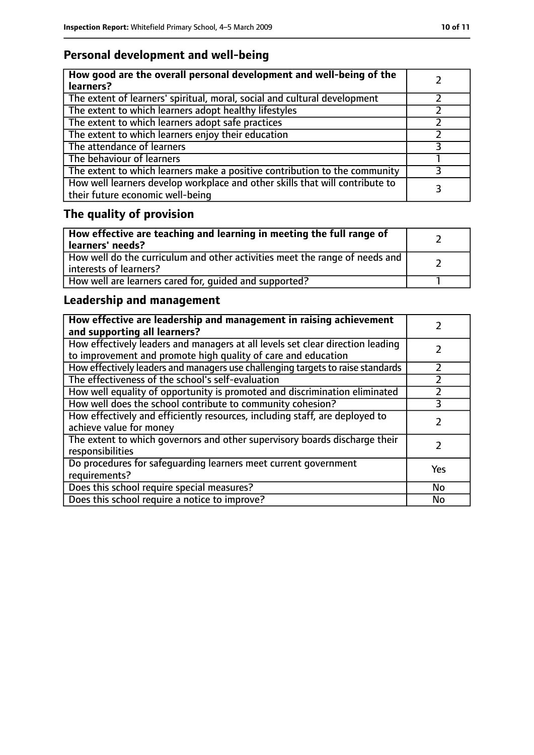## Personal development and well-being

| **How good are the overall personal development and well-being of the learners?** | 2 |
|---|---|
| The extent of learners' spiritual, moral, social and cultural development | 2 |
| The extent to which learners adopt healthy lifestyles | 2 |
| The extent to which learners adopt safe practices | 2 |
| The extent to which learners enjoy their education | 2 |
| The attendance of learners | 3 |
| The behaviour of learners | 1 |
| The extent to which learners make a positive contribution to the community | 3 |
| How well learners develop workplace and other skills that will contribute to their future economic well-being | 3 |

## The quality of provision

| **How effective are teaching and learning in meeting the full range of learners' needs?** | 2 |
|---|---|
| How well do the curriculum and other activities meet the range of needs and interests of learners? | 2 |
| How well are learners cared for, guided and supported? | 1 |

## Leadership and management

| **How effective are leadership and management in raising achievement and supporting all learners?** | 2 |
|---|---|
| How effectively leaders and managers at all levels set clear direction leading to improvement and promote high quality of care and education | 2 |
| How effectively leaders and managers use challenging targets to raise standards | 2 |
| The effectiveness of the school's self-evaluation | 2 |
| How well equality of opportunity is promoted and discrimination eliminated | 2 |
| How well does the school contribute to community cohesion? | 3 |
| How effectively and efficiently resources, including staff, are deployed to achieve value for money | 2 |
| The extent to which governors and other supervisory boards discharge their responsibilities | 2 |
| Do procedures for safeguarding learners meet current government requirements? | Yes |
| Does this school require special measures? | No |
| Does this school require a notice to improve? | No |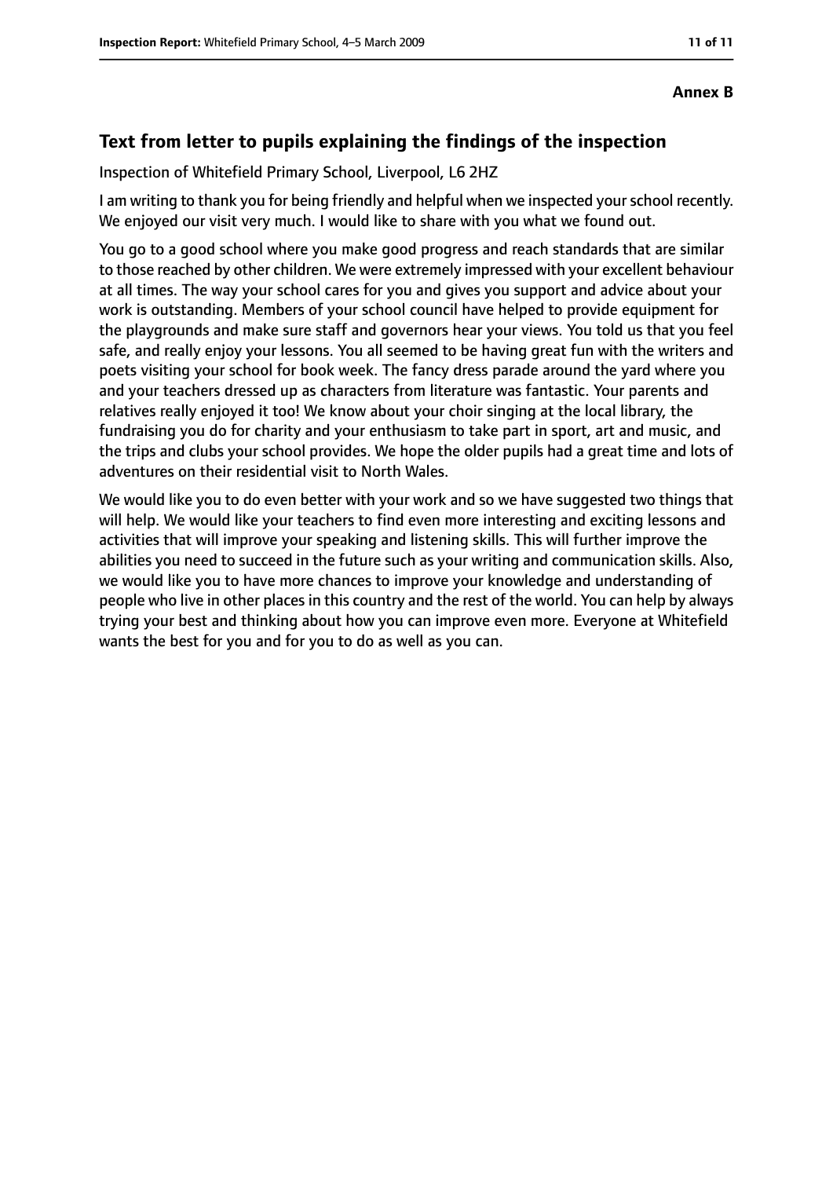**Annex B**

## Text from letter to pupils explaining the findings of the inspection

Inspection of Whitefield Primary School, Liverpool, L6 2HZ

I am writing to thank you for being friendly and helpful when we inspected your school recently. We enjoyed our visit very much. I would like to share with you what we found out.

You go to a good school where you make good progress and reach standards that are similar to those reached by other children. We were extremely impressed with your excellent behaviour at all times. The way your school cares for you and gives you support and advice about your work is outstanding. Members of your school council have helped to provide equipment for the playgrounds and make sure staff and governors hear your views. You told us that you feel safe, and really enjoy your lessons. You all seemed to be having great fun with the writers and poets visiting your school for book week. The fancy dress parade around the yard where you and your teachers dressed up as characters from literature was fantastic. Your parents and relatives really enjoyed it too! We know about your choir singing at the local library, the fundraising you do for charity and your enthusiasm to take part in sport, art and music, and the trips and clubs your school provides. We hope the older pupils had a great time and lots of adventures on their residential visit to North Wales.

We would like you to do even better with your work and so we have suggested two things that will help. We would like your teachers to find even more interesting and exciting lessons and activities that will improve your speaking and listening skills. This will further improve the abilities you need to succeed in the future such as your writing and communication skills. Also, we would like you to have more chances to improve your knowledge and understanding of people who live in other places in this country and the rest of the world. You can help by always trying your best and thinking about how you can improve even more. Everyone at Whitefield wants the best for you and for you to do as well as you can.